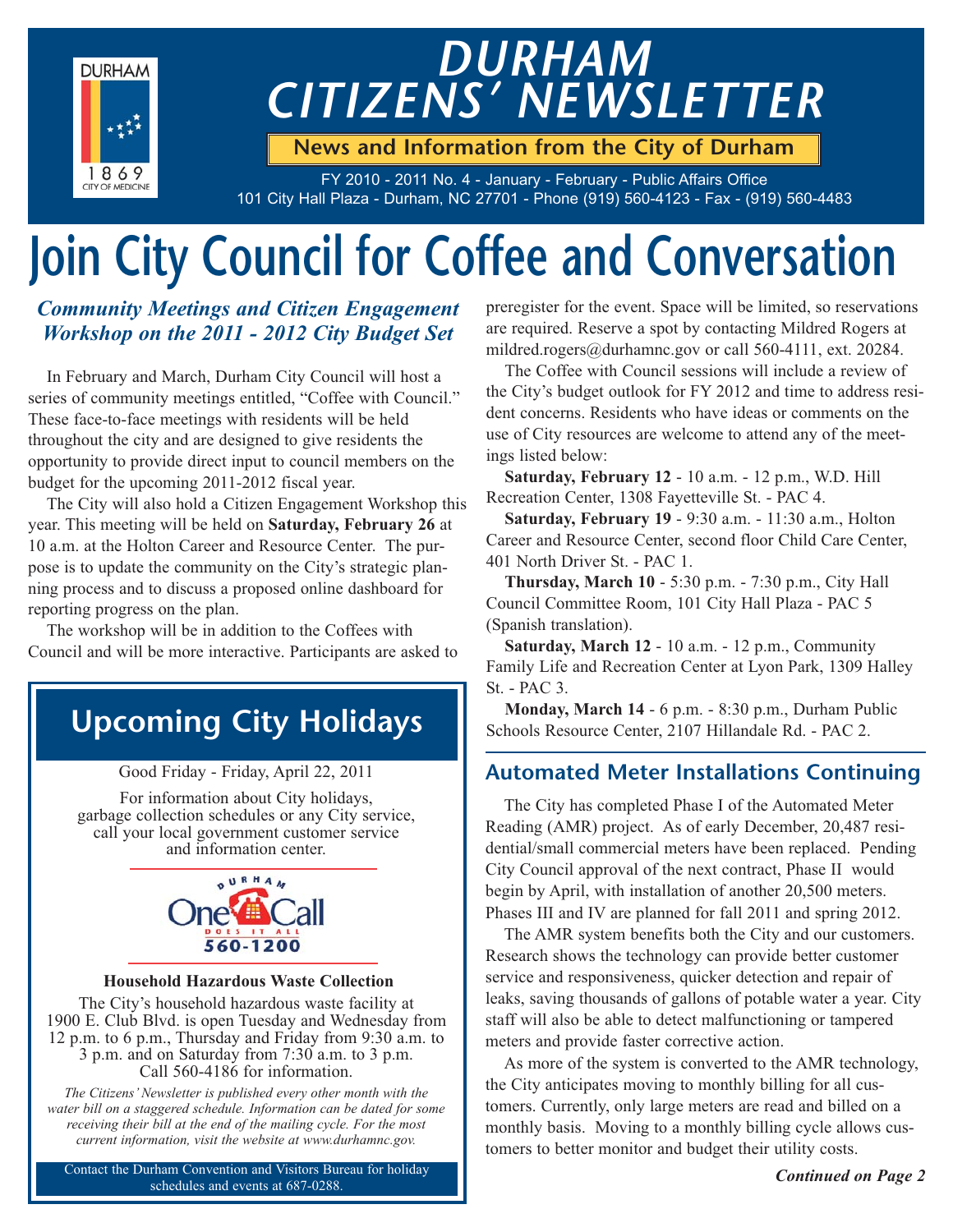# DURHAM CITIZENS' NEWSLETTER

**News and Information from the City of Durham**

FY 2010 - 2011 No. 4 - January - February - Public Affairs Office
101 City Hall Plaza - Durham, NC 27701 - Phone (919) 560-4123 - Fax - (919) 560-4483

# Join City Council for Coffee and Conversation

### *Community Meetings and Citizen Engagement Workshop on the 2011 - 2012 City Budget Set*

In February and March, Durham City Council will host a series of community meetings entitled, "Coffee with Council." These face-to-face meetings with residents will be held throughout the city and are designed to give residents the opportunity to provide direct input to council members on the budget for the upcoming 2011-2012 fiscal year.

The City will also hold a Citizen Engagement Workshop this year. This meeting will be held on **Saturday, February 26** at 10 a.m. at the Holton Career and Resource Center. The purpose is to update the community on the City's strategic planning process and to discuss a proposed online dashboard for reporting progress on the plan.

The workshop will be in addition to the Coffees with Council and will be more interactive. Participants are asked to preregister for the event. Space will be limited, so reservations are required. Reserve a spot by contacting Mildred Rogers at mildred.rogers@durhamnc.gov or call 560-4111, ext. 20284.

The Coffee with Council sessions will include a review of the City's budget outlook for FY 2012 and time to address resident concerns. Residents who have ideas or comments on the use of City resources are welcome to attend any of the meetings listed below:

**Saturday, February 12** - 10 a.m. - 12 p.m., W.D. Hill Recreation Center, 1308 Fayetteville St. - PAC 4.

**Saturday, February 19** - 9:30 a.m. - 11:30 a.m., Holton Career and Resource Center, second floor Child Care Center, 401 North Driver St. - PAC 1.

**Thursday, March 10** - 5:30 p.m. - 7:30 p.m., City Hall Council Committee Room, 101 City Hall Plaza - PAC 5 (Spanish translation).

**Saturday, March 12** - 10 a.m. - 12 p.m., Community Family Life and Recreation Center at Lyon Park, 1309 Halley St. - PAC 3.

**Monday, March 14** - 6 p.m. - 8:30 p.m., Durham Public Schools Resource Center, 2107 Hillandale Rd. - PAC 2.

## Upcoming City Holidays

Good Friday - Friday, April 22, 2011

For information about City holidays, garbage collection schedules or any City service, call your local government customer service and information center.

DURHAM One Call DOES IT ALL 560-1200

**Household Hazardous Waste Collection**

The City's household hazardous waste facility at 1900 E. Club Blvd. is open Tuesday and Wednesday from 12 p.m. to 6 p.m., Thursday and Friday from 9:30 a.m. to 3 p.m. and on Saturday from 7:30 a.m. to 3 p.m. Call 560-4186 for information.

*The Citizens' Newsletter is published every other month with the water bill on a staggered schedule. Information can be dated for some receiving their bill at the end of the mailing cycle. For the most current information, visit the website at www.durhamnc.gov.*

Contact the Durham Convention and Visitors Bureau for holiday schedules and events at 687-0288.

## Automated Meter Installations Continuing

The City has completed Phase I of the Automated Meter Reading (AMR) project. As of early December, 20,487 residential/small commercial meters have been replaced. Pending City Council approval of the next contract, Phase II would begin by April, with installation of another 20,500 meters. Phases III and IV are planned for fall 2011 and spring 2012.

The AMR system benefits both the City and our customers. Research shows the technology can provide better customer service and responsiveness, quicker detection and repair of leaks, saving thousands of gallons of potable water a year. City staff will also be able to detect malfunctioning or tampered meters and provide faster corrective action.

As more of the system is converted to the AMR technology, the City anticipates moving to monthly billing for all customers. Currently, only large meters are read and billed on a monthly basis. Moving to a monthly billing cycle allows customers to better monitor and budget their utility costs.

***Continued on Page 2***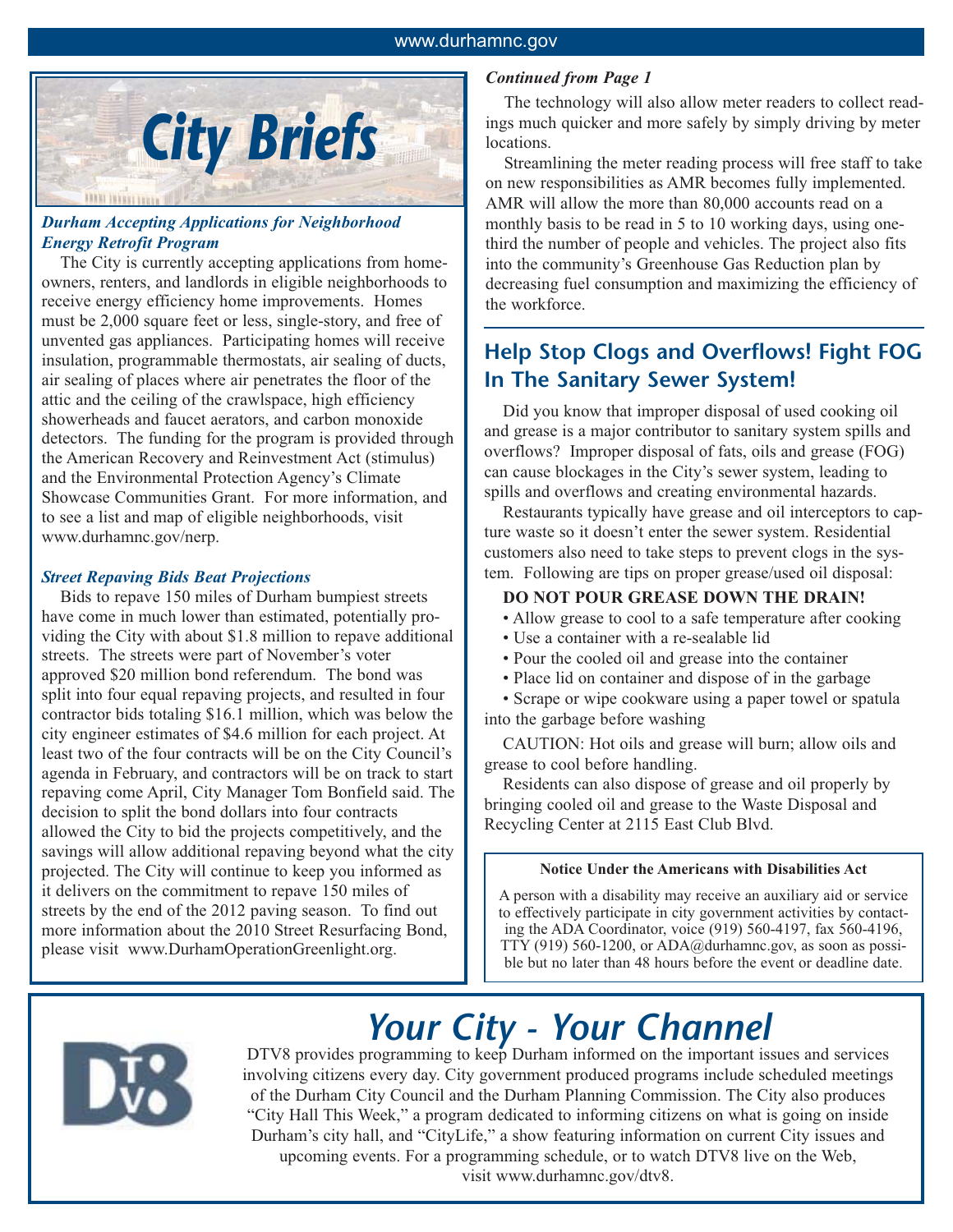# City Briefs

***Durham Accepting Applications for Neighborhood Energy Retrofit Program***

The City is currently accepting applications from homeowners, renters, and landlords in eligible neighborhoods to receive energy efficiency home improvements. Homes must be 2,000 square feet or less, single-story, and free of unvented gas appliances. Participating homes will receive insulation, programmable thermostats, air sealing of ducts, air sealing of places where air penetrates the floor of the attic and the ceiling of the crawlspace, high efficiency showerheads and faucet aerators, and carbon monoxide detectors. The funding for the program is provided through the American Recovery and Reinvestment Act (stimulus) and the Environmental Protection Agency's Climate Showcase Communities Grant. For more information, and to see a list and map of eligible neighborhoods, visit www.durhamnc.gov/nerp.

***Street Repaving Bids Beat Projections***

Bids to repave 150 miles of Durham bumpiest streets have come in much lower than estimated, potentially providing the City with about $1.8 million to repave additional streets. The streets were part of November's voter approved $20 million bond referendum. The bond was split into four equal repaving projects, and resulted in four contractor bids totaling $16.1 million, which was below the city engineer estimates of $4.6 million for each project. At least two of the four contracts will be on the City Council's agenda in February, and contractors will be on track to start repaving come April, City Manager Tom Bonfield said. The decision to split the bond dollars into four contracts allowed the City to bid the projects competitively, and the savings will allow additional repaving beyond what the city projected. The City will continue to keep you informed as it delivers on the commitment to repave 150 miles of streets by the end of the 2012 paving season. To find out more information about the 2010 Street Resurfacing Bond, please visit www.DurhamOperationGreenlight.org.

***Continued from Page 1***

The technology will also allow meter readers to collect readings much quicker and more safely by simply driving by meter locations.

Streamlining the meter reading process will free staff to take on new responsibilities as AMR becomes fully implemented. AMR will allow the more than 80,000 accounts read on a monthly basis to be read in 5 to 10 working days, using one-third the number of people and vehicles. The project also fits into the community's Greenhouse Gas Reduction plan by decreasing fuel consumption and maximizing the efficiency of the workforce.

## Help Stop Clogs and Overflows! Fight FOG In The Sanitary Sewer System!

Did you know that improper disposal of used cooking oil and grease is a major contributor to sanitary system spills and overflows? Improper disposal of fats, oils and grease (FOG) can cause blockages in the City's sewer system, leading to spills and overflows and creating environmental hazards.

Restaurants typically have grease and oil interceptors to capture waste so it doesn't enter the sewer system. Residential customers also need to take steps to prevent clogs in the system. Following are tips on proper grease/used oil disposal:

**DO NOT POUR GREASE DOWN THE DRAIN!**

- Allow grease to cool to a safe temperature after cooking
- Use a container with a re-sealable lid
- Pour the cooled oil and grease into the container
- Place lid on container and dispose of in the garbage
- Scrape or wipe cookware using a paper towel or spatula into the garbage before washing

CAUTION: Hot oils and grease will burn; allow oils and grease to cool before handling.

Residents can also dispose of grease and oil properly by bringing cooled oil and grease to the Waste Disposal and Recycling Center at 2115 East Club Blvd.

**Notice Under the Americans with Disabilities Act**

A person with a disability may receive an auxiliary aid or service to effectively participate in city government activities by contacting the ADA Coordinator, voice (919) 560-4197, fax 560-4196, TTY (919) 560-1200, or ADA@durhamnc.gov, as soon as possible but no later than 48 hours before the event or deadline date.

## *Your City - Your Channel*

DTV8 provides programming to keep Durham informed on the important issues and services involving citizens every day. City government produced programs include scheduled meetings of the Durham City Council and the Durham Planning Commission. The City also produces "City Hall This Week," a program dedicated to informing citizens on what is going on inside Durham's city hall, and "CityLife," a show featuring information on current City issues and upcoming events. For a programming schedule, or to watch DTV8 live on the Web, visit www.durhamnc.gov/dtv8.